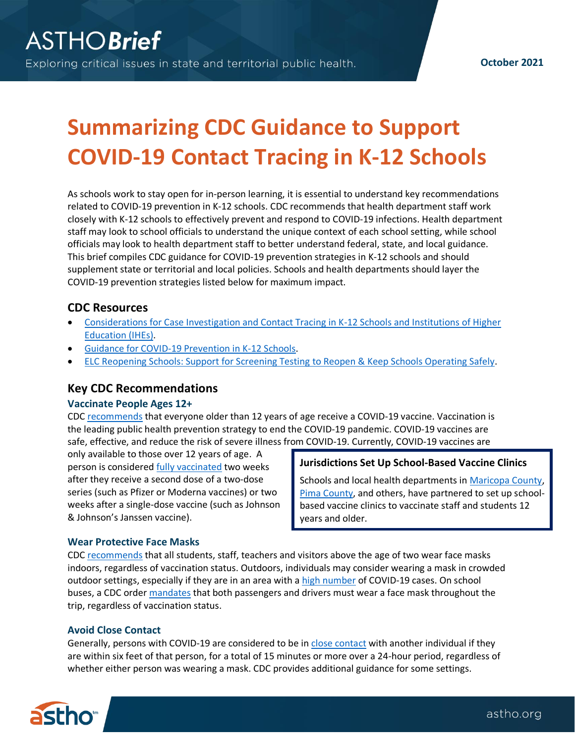ASTHO*Brief*

Exploring critical issues in state and territorial public health.

October 2021

# Summarizing CDC Guidance to Support COVID-19 Contact Tracing in K-12 Schools

As schools work to stay open for in-person learning, it is essential to understand key recommendations related to COVID-19 prevention in K-12 schools. CDC recommends that health department staff work closely with K-12 schools to effectively prevent and respond to COVID-19 infections. Health department staff may look to school officials to understand the unique context of each school setting, while school officials may look to health department staff to better understand federal, state, and local guidance. This brief compiles CDC guidance for COVID-19 prevention strategies in K-12 schools and should supplement state or territorial and local policies. Schools and health departments should layer the COVID-19 prevention strategies listed below for maximum impact.

## CDC Resources

- Considerations for Case Investigation and Contact Tracing in K-12 Schools and Institutions of Higher Education (IHEs).
- Guidance for COVID-19 Prevention in K-12 Schools.
- ELC Reopening Schools: Support for Screening Testing to Reopen & Keep Schools Operating Safely.

## Key CDC Recommendations

### Vaccinate People Ages 12+

CDC recommends that everyone older than 12 years of age receive a COVID-19 vaccine. Vaccination is the leading public health prevention strategy to end the COVID-19 pandemic. COVID-19 vaccines are safe, effective, and reduce the risk of severe illness from COVID-19. Currently, COVID-19 vaccines are only available to those over 12 years of age. A person is considered fully vaccinated two weeks after they receive a second dose of a two-dose series (such as Pfizer or Moderna vaccines) or two weeks after a single-dose vaccine (such as Johnson & Johnson's Janssen vaccine).

> **Jurisdictions Set Up School-Based Vaccine Clinics**
>
> Schools and local health departments in Maricopa County, Pima County, and others, have partnered to set up school-based vaccine clinics to vaccinate staff and students 12 years and older.

### Wear Protective Face Masks

CDC recommends that all students, staff, teachers and visitors above the age of two wear face masks indoors, regardless of vaccination status. Outdoors, individuals may consider wearing a mask in crowded outdoor settings, especially if they are in an area with a high number of COVID-19 cases. On school buses, a CDC order mandates that both passengers and drivers must wear a face mask throughout the trip, regardless of vaccination status.

### Avoid Close Contact

Generally, persons with COVID-19 are considered to be in close contact with another individual if they are within six feet of that person, for a total of 15 minutes or more over a 24-hour period, regardless of whether either person was wearing a mask. CDC provides additional guidance for some settings.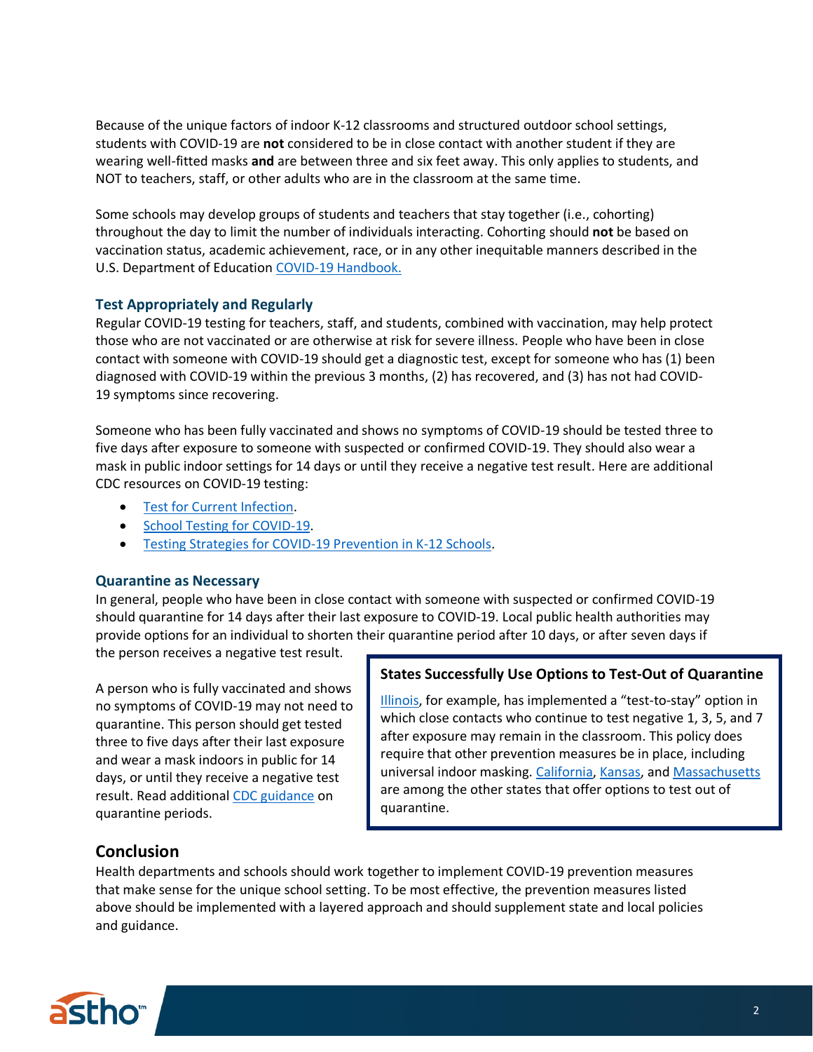Because of the unique factors of indoor K-12 classrooms and structured outdoor school settings, students with COVID-19 are **not** considered to be in close contact with another student if they are wearing well-fitted masks **and** are between three and six feet away. This only applies to students, and NOT to teachers, staff, or other adults who are in the classroom at the same time.

Some schools may develop groups of students and teachers that stay together (i.e., cohorting) throughout the day to limit the number of individuals interacting. Cohorting should **not** be based on vaccination status, academic achievement, race, or in any other inequitable manners described in the U.S. Department of Education COVID-19 Handbook.

### Test Appropriately and Regularly

Regular COVID-19 testing for teachers, staff, and students, combined with vaccination, may help protect those who are not vaccinated or are otherwise at risk for severe illness. People who have been in close contact with someone with COVID-19 should get a diagnostic test, except for someone who has (1) been diagnosed with COVID-19 within the previous 3 months, (2) has recovered, and (3) has not had COVID-19 symptoms since recovering.

Someone who has been fully vaccinated and shows no symptoms of COVID-19 should be tested three to five days after exposure to someone with suspected or confirmed COVID-19. They should also wear a mask in public indoor settings for 14 days or until they receive a negative test result. Here are additional CDC resources on COVID-19 testing:

- Test for Current Infection.
- School Testing for COVID-19.
- Testing Strategies for COVID-19 Prevention in K-12 Schools.

### Quarantine as Necessary

In general, people who have been in close contact with someone with suspected or confirmed COVID-19 should quarantine for 14 days after their last exposure to COVID-19. Local public health authorities may provide options for an individual to shorten their quarantine period after 10 days, or after seven days if the person receives a negative test result.

A person who is fully vaccinated and shows no symptoms of COVID-19 may not need to quarantine. This person should get tested three to five days after their last exposure and wear a mask indoors in public for 14 days, or until they receive a negative test result. Read additional CDC guidance on quarantine periods.

**States Successfully Use Options to Test-Out of Quarantine**

Illinois, for example, has implemented a "test-to-stay" option in which close contacts who continue to test negative 1, 3, 5, and 7 after exposure may remain in the classroom. This policy does require that other prevention measures be in place, including universal indoor masking. California, Kansas, and Massachusetts are among the other states that offer options to test out of quarantine.

## Conclusion

Health departments and schools should work together to implement COVID-19 prevention measures that make sense for the unique school setting. To be most effective, the prevention measures listed above should be implemented with a layered approach and should supplement state and local policies and guidance.